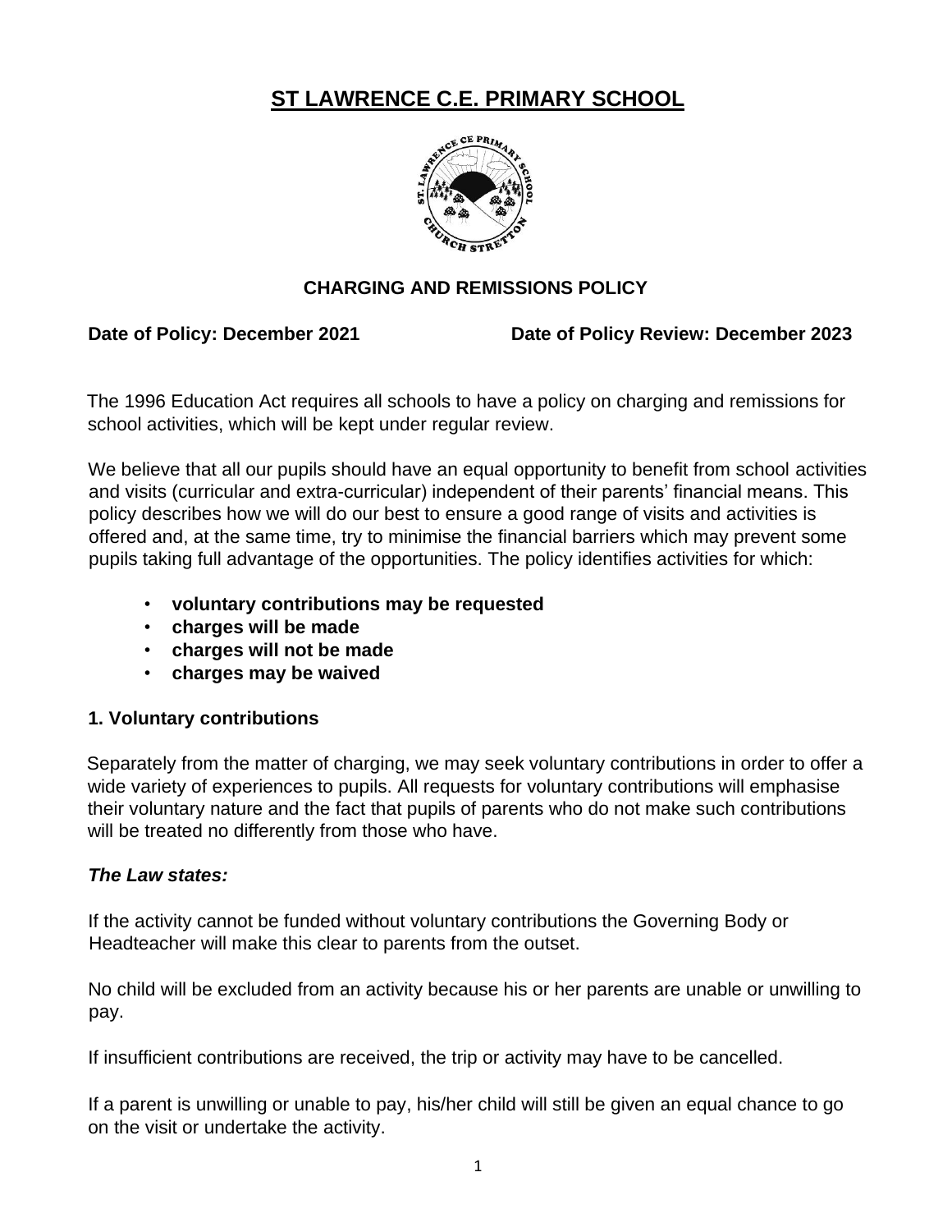# ST LAWRENCE C.E. PRIMARY SCHOOL

### CHARGING AND REMISSIONS POLICY

**Date of Policy: December 2021** **Date of Policy Review: December 2023**

The 1996 Education Act requires all schools to have a policy on charging and remissions for school activities, which will be kept under regular review.

We believe that all our pupils should have an equal opportunity to benefit from school activities and visits (curricular and extra-curricular) independent of their parents' financial means. This policy describes how we will do our best to ensure a good range of visits and activities is offered and, at the same time, try to minimise the financial barriers which may prevent some pupils taking full advantage of the opportunities. The policy identifies activities for which:

- **voluntary contributions may be requested**
- **charges will be made**
- **charges will not be made**
- **charges may be waived**

### 1. Voluntary contributions

Separately from the matter of charging, we may seek voluntary contributions in order to offer a wide variety of experiences to pupils. All requests for voluntary contributions will emphasise their voluntary nature and the fact that pupils of parents who do not make such contributions will be treated no differently from those who have.

***The Law states:***

If the activity cannot be funded without voluntary contributions the Governing Body or Headteacher will make this clear to parents from the outset.

No child will be excluded from an activity because his or her parents are unable or unwilling to pay.

If insufficient contributions are received, the trip or activity may have to be cancelled.

If a parent is unwilling or unable to pay, his/her child will still be given an equal chance to go on the visit or undertake the activity.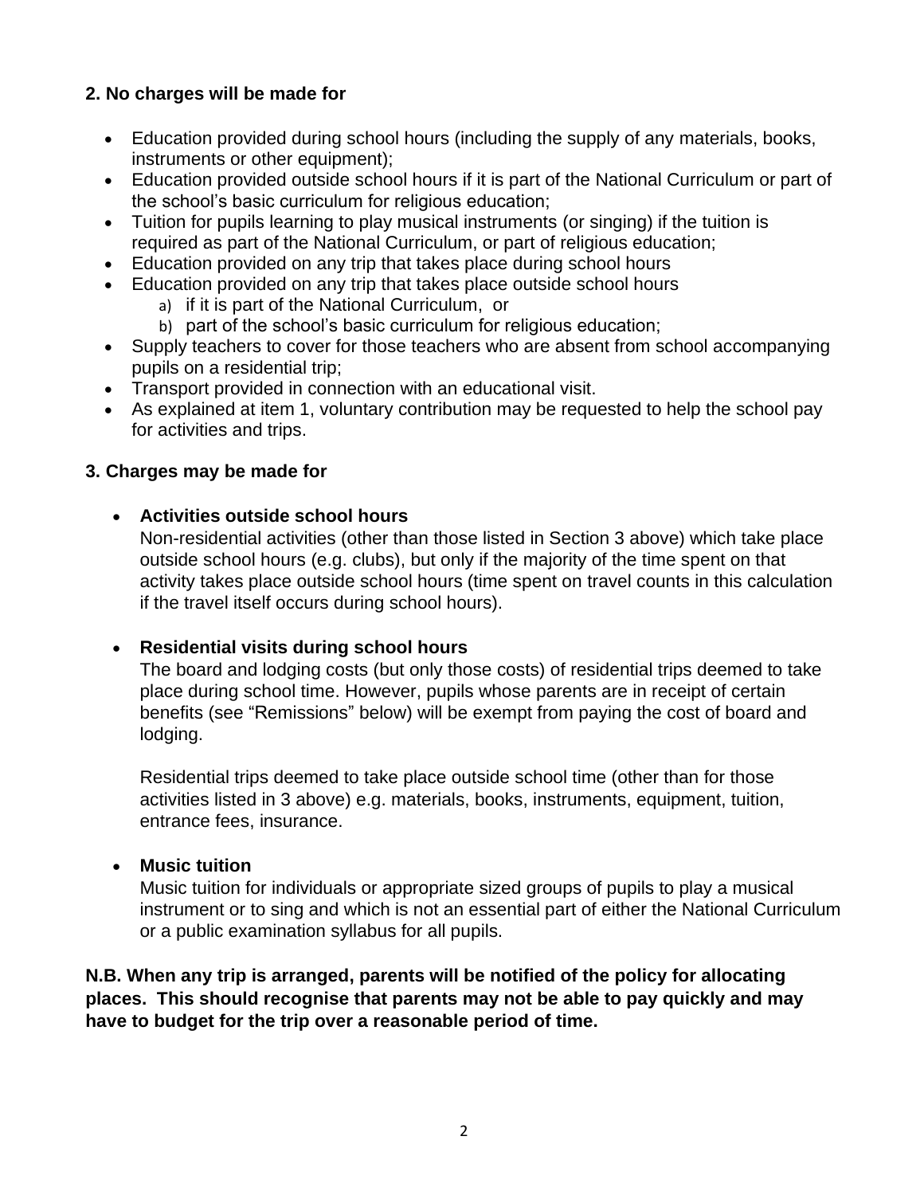**2. No charges will be made for**

- Education provided during school hours (including the supply of any materials, books, instruments or other equipment);
- Education provided outside school hours if it is part of the National Curriculum or part of the school's basic curriculum for religious education;
- Tuition for pupils learning to play musical instruments (or singing) if the tuition is required as part of the National Curriculum, or part of religious education;
- Education provided on any trip that takes place during school hours
- Education provided on any trip that takes place outside school hours
  a) if it is part of the National Curriculum, or
  b) part of the school's basic curriculum for religious education;
- Supply teachers to cover for those teachers who are absent from school accompanying pupils on a residential trip;
- Transport provided in connection with an educational visit.
- As explained at item 1, voluntary contribution may be requested to help the school pay for activities and trips.

**3. Charges may be made for**

- **Activities outside school hours**
  Non-residential activities (other than those listed in Section 3 above) which take place outside school hours (e.g. clubs), but only if the majority of the time spent on that activity takes place outside school hours (time spent on travel counts in this calculation if the travel itself occurs during school hours).

- **Residential visits during school hours**
  The board and lodging costs (but only those costs) of residential trips deemed to take place during school time. However, pupils whose parents are in receipt of certain benefits (see "Remissions" below) will be exempt from paying the cost of board and lodging.

  Residential trips deemed to take place outside school time (other than for those activities listed in 3 above) e.g. materials, books, instruments, equipment, tuition, entrance fees, insurance.

- **Music tuition**
  Music tuition for individuals or appropriate sized groups of pupils to play a musical instrument or to sing and which is not an essential part of either the National Curriculum or a public examination syllabus for all pupils.

**N.B. When any trip is arranged, parents will be notified of the policy for allocating places. This should recognise that parents may not be able to pay quickly and may have to budget for the trip over a reasonable period of time.**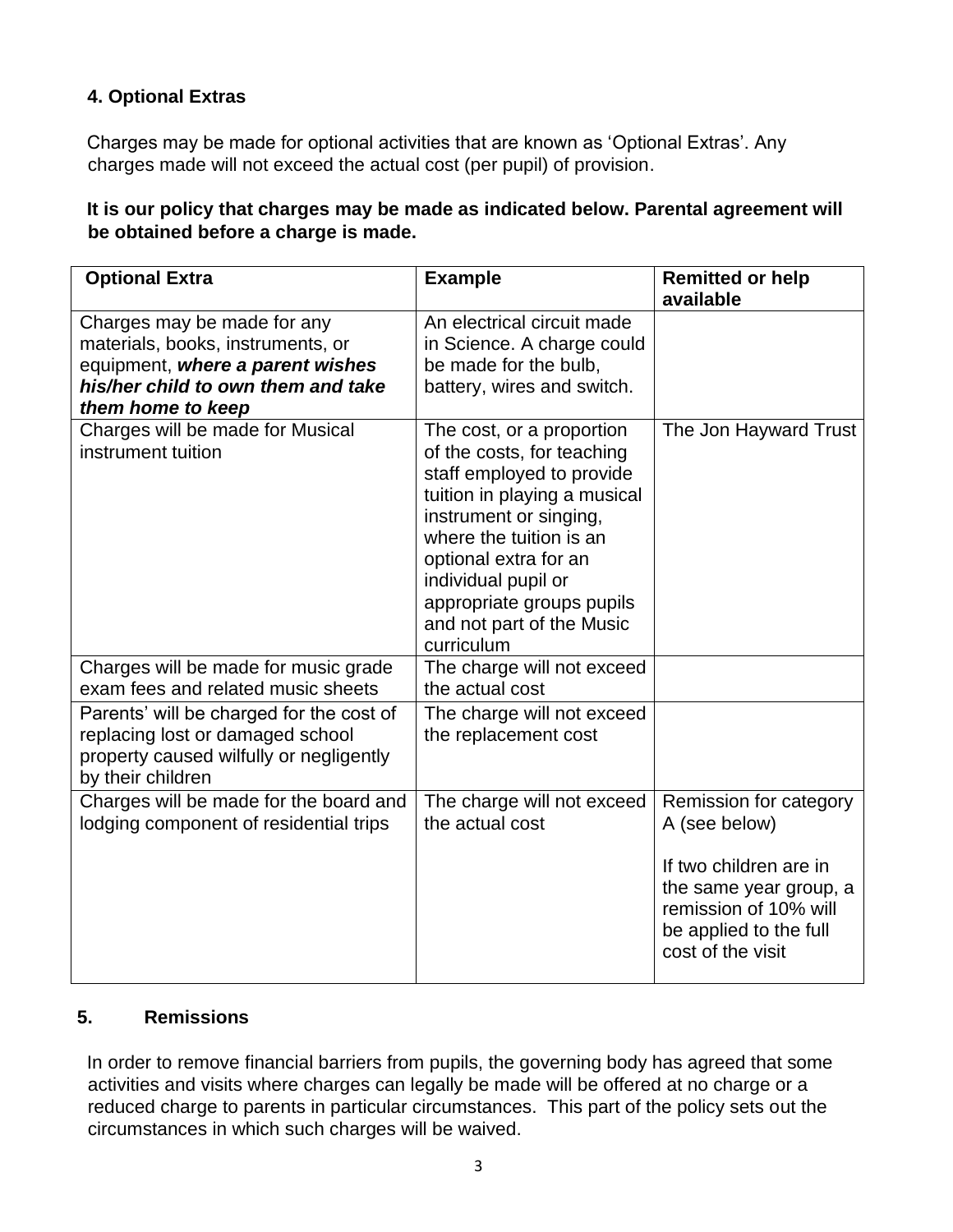### 4. Optional Extras

Charges may be made for optional activities that are known as 'Optional Extras'. Any charges made will not exceed the actual cost (per pupil) of provision.

**It is our policy that charges may be made as indicated below. Parental agreement will be obtained before a charge is made.**

| Optional Extra | Example | Remitted or help available |
|---|---|---|
| Charges may be made for any materials, books, instruments, or equipment, ***where a parent wishes his/her child to own them and take them home to keep*** | An electrical circuit made in Science. A charge could be made for the bulb, battery, wires and switch. | |
| Charges will be made for Musical instrument tuition | The cost, or a proportion of the costs, for teaching staff employed to provide tuition in playing a musical instrument or singing, where the tuition is an optional extra for an individual pupil or appropriate groups pupils and not part of the Music curriculum | The Jon Hayward Trust |
| Charges will be made for music grade exam fees and related music sheets | The charge will not exceed the actual cost | |
| Parents' will be charged for the cost of replacing lost or damaged school property caused wilfully or negligently by their children | The charge will not exceed the replacement cost | |
| Charges will be made for the board and lodging component of residential trips | The charge will not exceed the actual cost | Remission for category A (see below)<br><br>If two children are in the same year group, a remission of 10% will be applied to the full cost of the visit |

### 5. Remissions

In order to remove financial barriers from pupils, the governing body has agreed that some activities and visits where charges can legally be made will be offered at no charge or a reduced charge to parents in particular circumstances. This part of the policy sets out the circumstances in which such charges will be waived.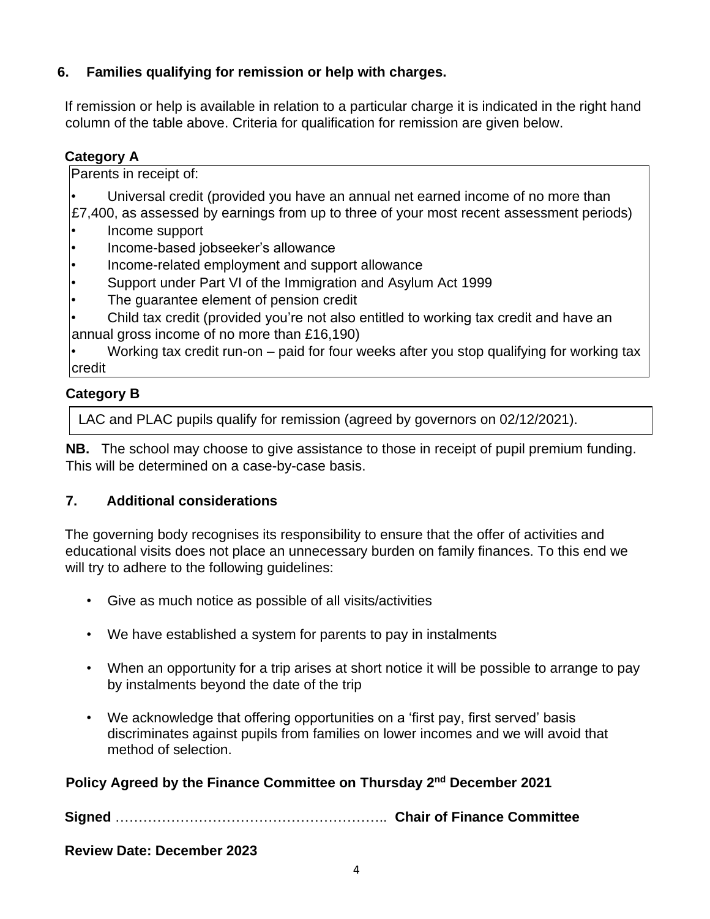## 6. Families qualifying for remission or help with charges.

If remission or help is available in relation to a particular charge it is indicated in the right hand column of the table above. Criteria for qualification for remission are given below.

**Category A**

Parents in receipt of:

- Universal credit (provided you have an annual net earned income of no more than £7,400, as assessed by earnings from up to three of your most recent assessment periods)
- Income support
- Income-based jobseeker's allowance
- Income-related employment and support allowance
- Support under Part VI of the Immigration and Asylum Act 1999
- The guarantee element of pension credit
- Child tax credit (provided you're not also entitled to working tax credit and have an annual gross income of no more than £16,190)
- Working tax credit run-on – paid for four weeks after you stop qualifying for working tax credit

**Category B**

LAC and PLAC pupils qualify for remission (agreed by governors on 02/12/2021).

**NB.** The school may choose to give assistance to those in receipt of pupil premium funding. This will be determined on a case-by-case basis.

## 7. Additional considerations

The governing body recognises its responsibility to ensure that the offer of activities and educational visits does not place an unnecessary burden on family finances. To this end we will try to adhere to the following guidelines:

- Give as much notice as possible of all visits/activities
- We have established a system for parents to pay in instalments
- When an opportunity for a trip arises at short notice it will be possible to arrange to pay by instalments beyond the date of the trip
- We acknowledge that offering opportunities on a 'first pay, first served' basis discriminates against pupils from families on lower incomes and we will avoid that method of selection.

**Policy Agreed by the Finance Committee on Thursday 2nd December 2021**

**Signed** ………………………………………………….. **Chair of Finance Committee**

**Review Date: December 2023**